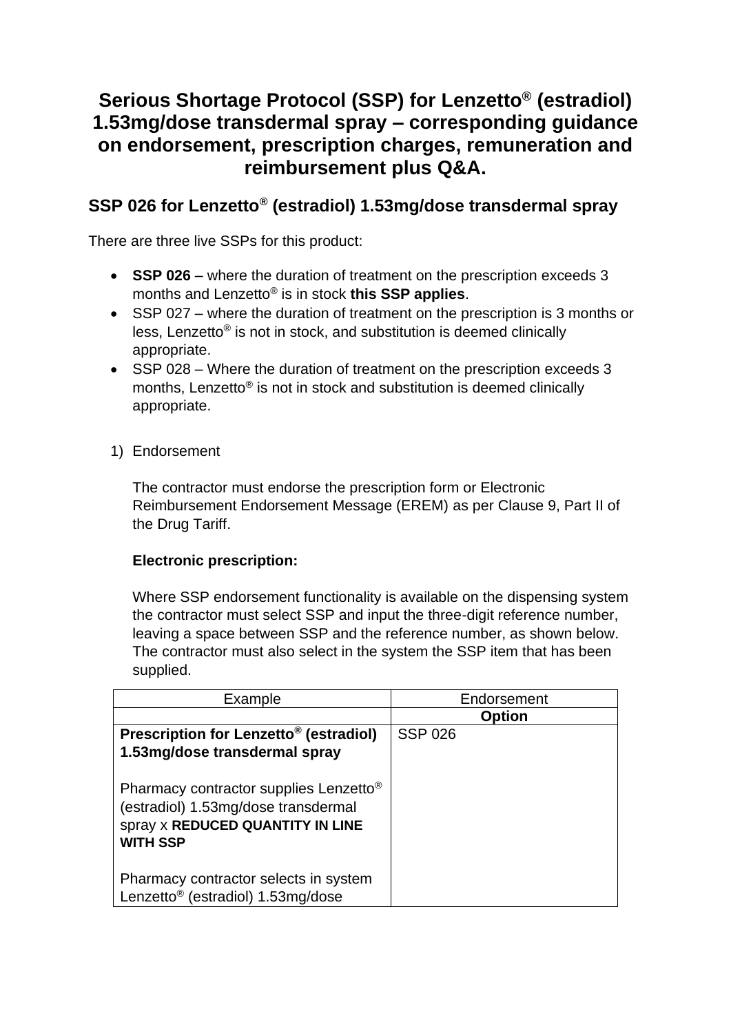# Serious Shortage Protocol (SSP) for Lenzetto® (estradiol) 1.53mg/dose transdermal spray – corresponding guidance on endorsement, prescription charges, remuneration and reimbursement plus Q&A.

## SSP 026 for Lenzetto® (estradiol) 1.53mg/dose transdermal spray

There are three live SSPs for this product:

- **SSP 026** – where the duration of treatment on the prescription exceeds 3 months and Lenzetto® is in stock **this SSP applies**.
- SSP 027 – where the duration of treatment on the prescription is 3 months or less, Lenzetto® is not in stock, and substitution is deemed clinically appropriate.
- SSP 028 – Where the duration of treatment on the prescription exceeds 3 months, Lenzetto® is not in stock and substitution is deemed clinically appropriate.

1) Endorsement

   The contractor must endorse the prescription form or Electronic Reimbursement Endorsement Message (EREM) as per Clause 9, Part II of the Drug Tariff.

   **Electronic prescription:**

   Where SSP endorsement functionality is available on the dispensing system the contractor must select SSP and input the three-digit reference number, leaving a space between SSP and the reference number, as shown below. The contractor must also select in the system the SSP item that has been supplied.

| Example | Endorsement |
| --- | --- |
| | **Option** |
| **Prescription for Lenzetto® (estradiol) 1.53mg/dose transdermal spray**<br><br>Pharmacy contractor supplies Lenzetto® (estradiol) 1.53mg/dose transdermal spray x **REDUCED QUANTITY IN LINE WITH SSP**<br><br>Pharmacy contractor selects in system Lenzetto® (estradiol) 1.53mg/dose | SSP 026 |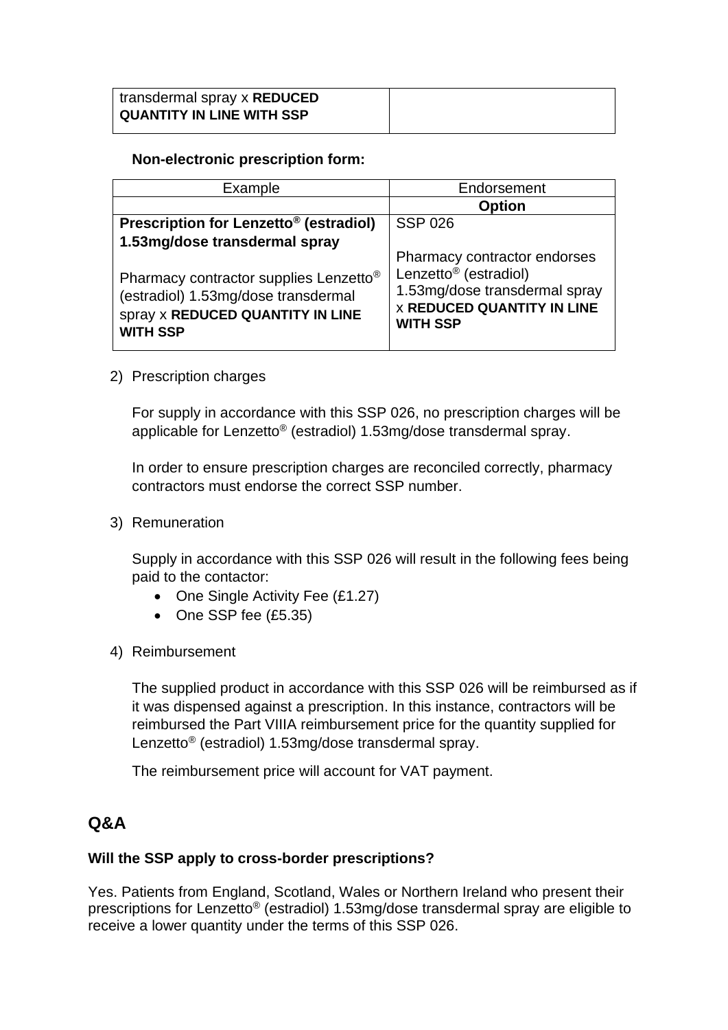| transdermal spray x **REDUCED QUANTITY IN LINE WITH SSP** | |
|---|---|

**Non-electronic prescription form:**

| Example | Endorsement |
|---|---|
| | **Option** |
| **Prescription for Lenzetto® (estradiol) 1.53mg/dose transdermal spray**<br><br>Pharmacy contractor supplies Lenzetto® (estradiol) 1.53mg/dose transdermal spray x **REDUCED QUANTITY IN LINE WITH SSP** | SSP 026<br><br>Pharmacy contractor endorses Lenzetto® (estradiol) 1.53mg/dose transdermal spray x **REDUCED QUANTITY IN LINE WITH SSP** |

2) Prescription charges

   For supply in accordance with this SSP 026, no prescription charges will be applicable for Lenzetto® (estradiol) 1.53mg/dose transdermal spray.

   In order to ensure prescription charges are reconciled correctly, pharmacy contractors must endorse the correct SSP number.

3) Remuneration

   Supply in accordance with this SSP 026 will result in the following fees being paid to the contactor:
   - One Single Activity Fee (£1.27)
   - One SSP fee (£5.35)

4) Reimbursement

   The supplied product in accordance with this SSP 026 will be reimbursed as if it was dispensed against a prescription. In this instance, contractors will be reimbursed the Part VIIIA reimbursement price for the quantity supplied for Lenzetto® (estradiol) 1.53mg/dose transdermal spray.

   The reimbursement price will account for VAT payment.

## Q&A

**Will the SSP apply to cross-border prescriptions?**

Yes. Patients from England, Scotland, Wales or Northern Ireland who present their prescriptions for Lenzetto® (estradiol) 1.53mg/dose transdermal spray are eligible to receive a lower quantity under the terms of this SSP 026.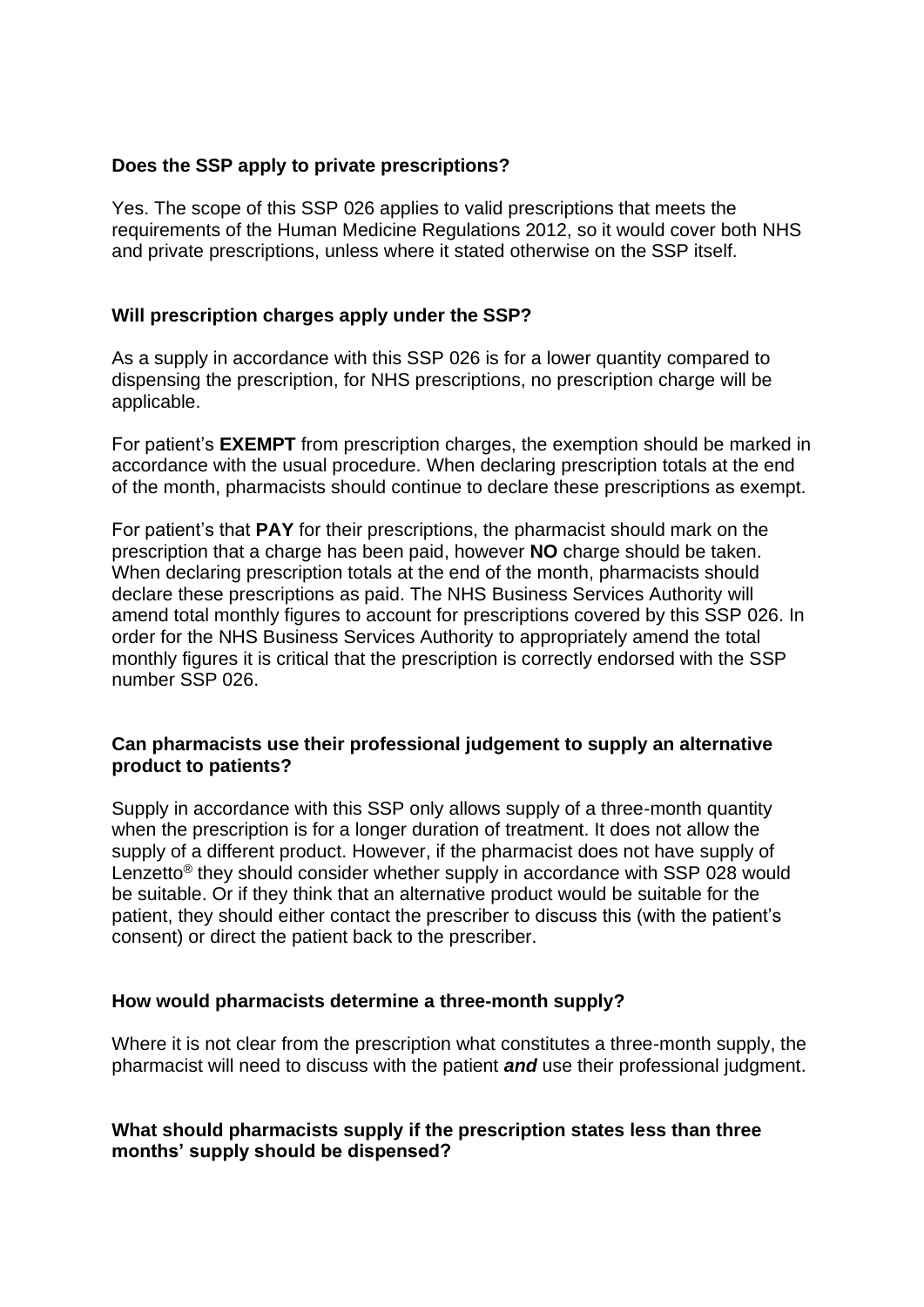**Does the SSP apply to private prescriptions?**

Yes. The scope of this SSP 026 applies to valid prescriptions that meets the requirements of the Human Medicine Regulations 2012, so it would cover both NHS and private prescriptions, unless where it stated otherwise on the SSP itself.

**Will prescription charges apply under the SSP?**

As a supply in accordance with this SSP 026 is for a lower quantity compared to dispensing the prescription, for NHS prescriptions, no prescription charge will be applicable.

For patient's **EXEMPT** from prescription charges, the exemption should be marked in accordance with the usual procedure. When declaring prescription totals at the end of the month, pharmacists should continue to declare these prescriptions as exempt.

For patient's that **PAY** for their prescriptions, the pharmacist should mark on the prescription that a charge has been paid, however **NO** charge should be taken. When declaring prescription totals at the end of the month, pharmacists should declare these prescriptions as paid. The NHS Business Services Authority will amend total monthly figures to account for prescriptions covered by this SSP 026. In order for the NHS Business Services Authority to appropriately amend the total monthly figures it is critical that the prescription is correctly endorsed with the SSP number SSP 026.

**Can pharmacists use their professional judgement to supply an alternative product to patients?**

Supply in accordance with this SSP only allows supply of a three-month quantity when the prescription is for a longer duration of treatment. It does not allow the supply of a different product. However, if the pharmacist does not have supply of Lenzetto® they should consider whether supply in accordance with SSP 028 would be suitable. Or if they think that an alternative product would be suitable for the patient, they should either contact the prescriber to discuss this (with the patient's consent) or direct the patient back to the prescriber.

**How would pharmacists determine a three-month supply?**

Where it is not clear from the prescription what constitutes a three-month supply, the pharmacist will need to discuss with the patient ***and*** use their professional judgment.

**What should pharmacists supply if the prescription states less than three months' supply should be dispensed?**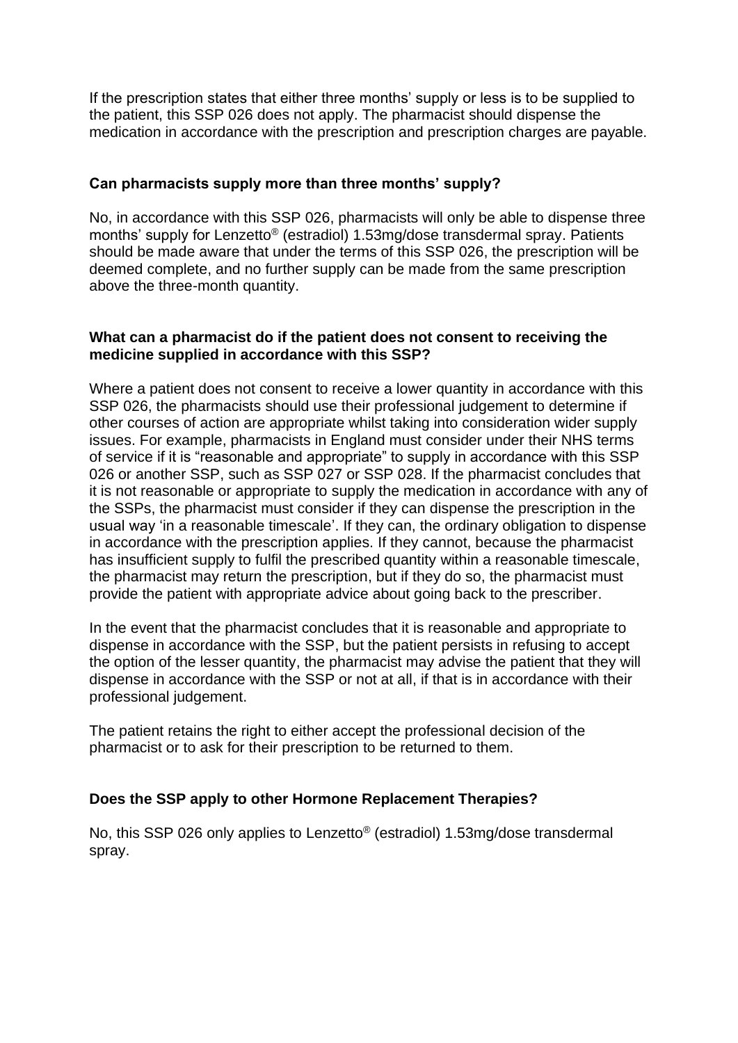If the prescription states that either three months' supply or less is to be supplied to the patient, this SSP 026 does not apply. The pharmacist should dispense the medication in accordance with the prescription and prescription charges are payable.

### Can pharmacists supply more than three months' supply?

No, in accordance with this SSP 026, pharmacists will only be able to dispense three months' supply for Lenzetto® (estradiol) 1.53mg/dose transdermal spray. Patients should be made aware that under the terms of this SSP 026, the prescription will be deemed complete, and no further supply can be made from the same prescription above the three-month quantity.

### What can a pharmacist do if the patient does not consent to receiving the medicine supplied in accordance with this SSP?

Where a patient does not consent to receive a lower quantity in accordance with this SSP 026, the pharmacists should use their professional judgement to determine if other courses of action are appropriate whilst taking into consideration wider supply issues. For example, pharmacists in England must consider under their NHS terms of service if it is "reasonable and appropriate" to supply in accordance with this SSP 026 or another SSP, such as SSP 027 or SSP 028. If the pharmacist concludes that it is not reasonable or appropriate to supply the medication in accordance with any of the SSPs, the pharmacist must consider if they can dispense the prescription in the usual way 'in a reasonable timescale'. If they can, the ordinary obligation to dispense in accordance with the prescription applies. If they cannot, because the pharmacist has insufficient supply to fulfil the prescribed quantity within a reasonable timescale, the pharmacist may return the prescription, but if they do so, the pharmacist must provide the patient with appropriate advice about going back to the prescriber.

In the event that the pharmacist concludes that it is reasonable and appropriate to dispense in accordance with the SSP, but the patient persists in refusing to accept the option of the lesser quantity, the pharmacist may advise the patient that they will dispense in accordance with the SSP or not at all, if that is in accordance with their professional judgement.

The patient retains the right to either accept the professional decision of the pharmacist or to ask for their prescription to be returned to them.

### Does the SSP apply to other Hormone Replacement Therapies?

No, this SSP 026 only applies to Lenzetto® (estradiol) 1.53mg/dose transdermal spray.